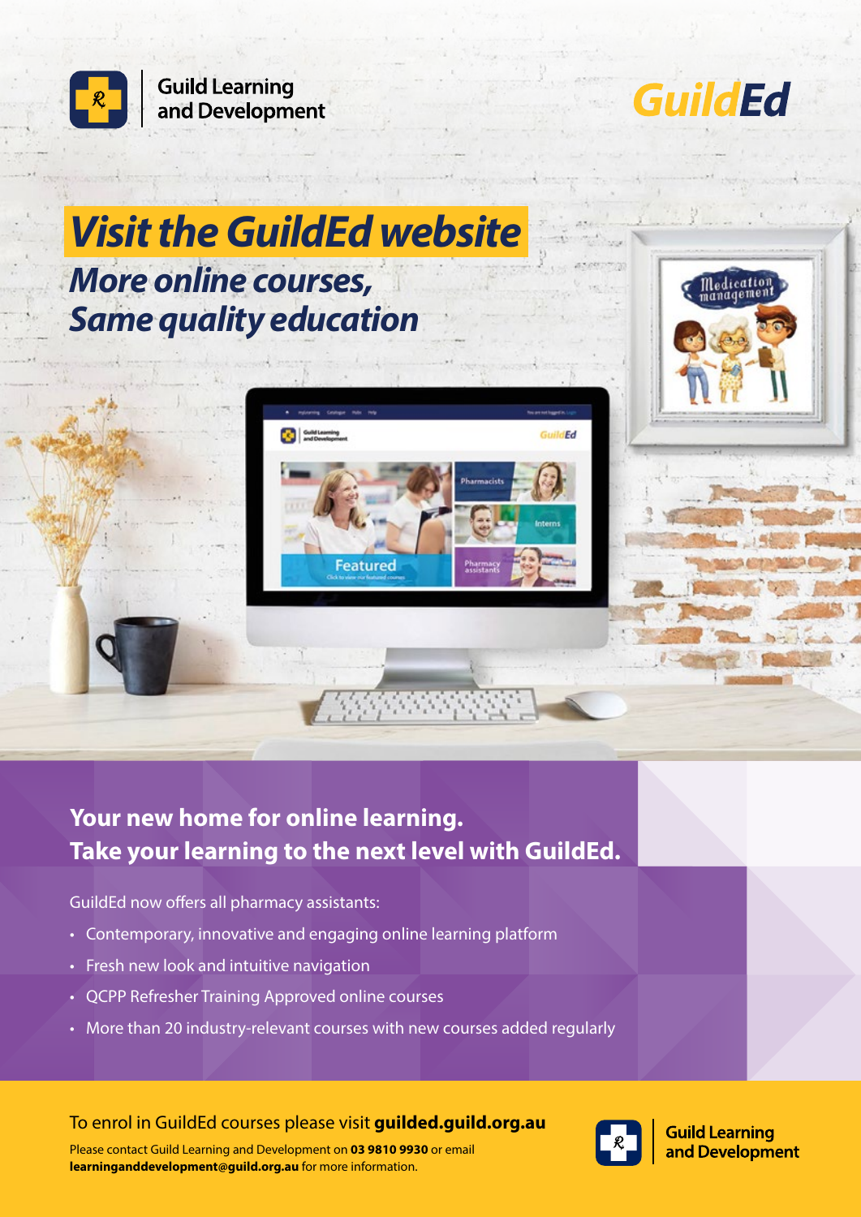Guild Learning and Development

GuildEd

# Visit the GuildEd website

## *More online courses, Same quality education*

### Your new home for online learning. Take your learning to the next level with GuildEd.

GuildEd now offers all pharmacy assistants:

- Contemporary, innovative and engaging online learning platform
- Fresh new look and intuitive navigation
- QCPP Refresher Training Approved online courses
- More than 20 industry-relevant courses with new courses added regularly

To enrol in GuildEd courses please visit **guilded.guild.org.au**

Please contact Guild Learning and Development on **03 9810 9930** or email **learninganddevelopment@guild.org.au** for more information.

Guild Learning and Development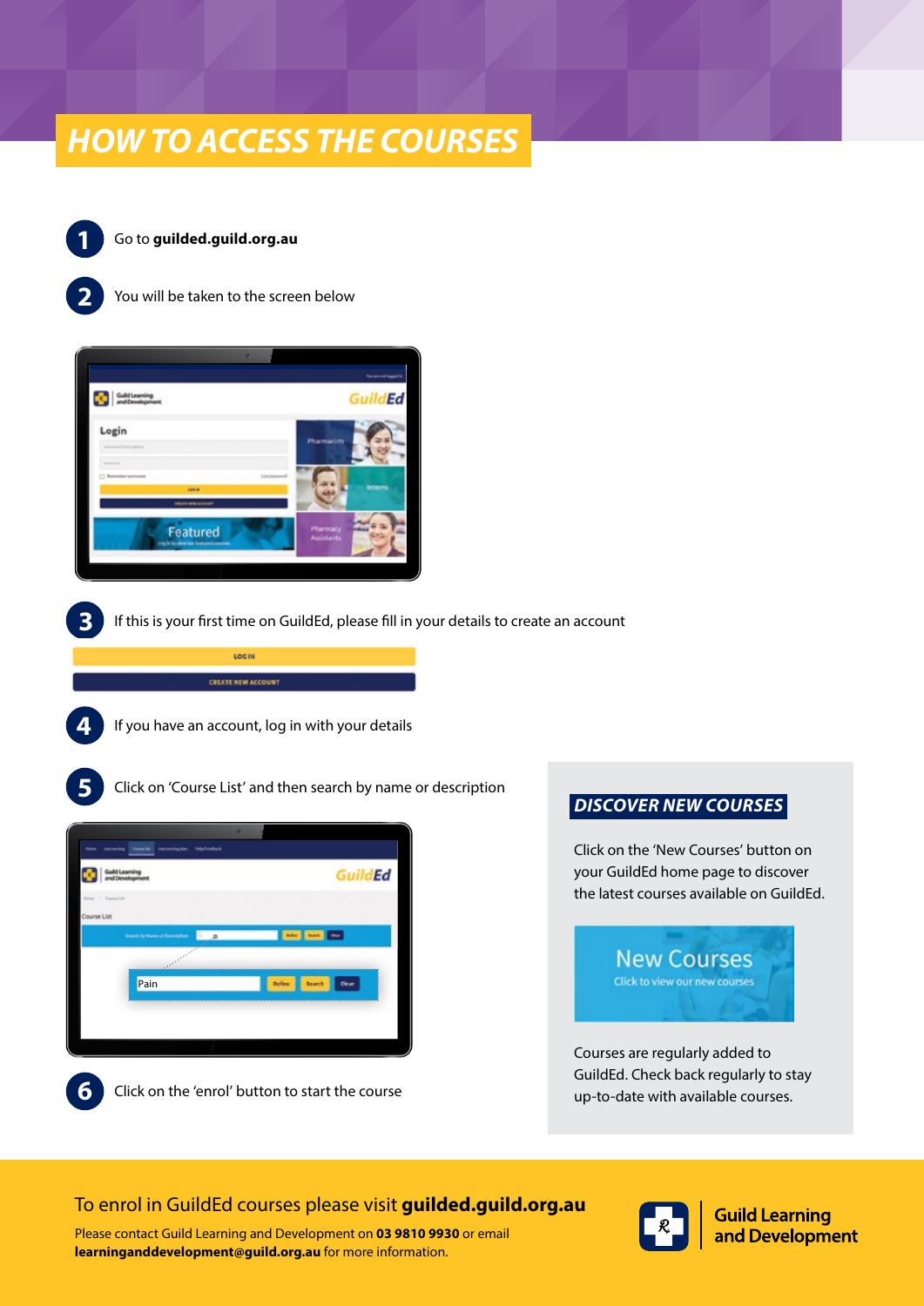# HOW TO ACCESS THE COURSES

1. Go to **guilded.guild.org.au**
2. You will be taken to the screen below
3. If this is your first time on GuildEd, please fill in your details to create an account
4. If you have an account, log in with your details
5. Click on 'Course List' and then search by name or description
6. Click on the 'enrol' button to start the course

## DISCOVER NEW COURSES

Click on the 'New Courses' button on your GuildEd home page to discover the latest courses available on GuildEd.

Courses are regularly added to GuildEd. Check back regularly to stay up-to-date with available courses.

To enrol in GuildEd courses please visit **guilded.guild.org.au**

Please contact Guild Learning and Development on **03 9810 9930** or email **learninganddevelopment@guild.org.au** for more information.

**Guild Learning and Development**